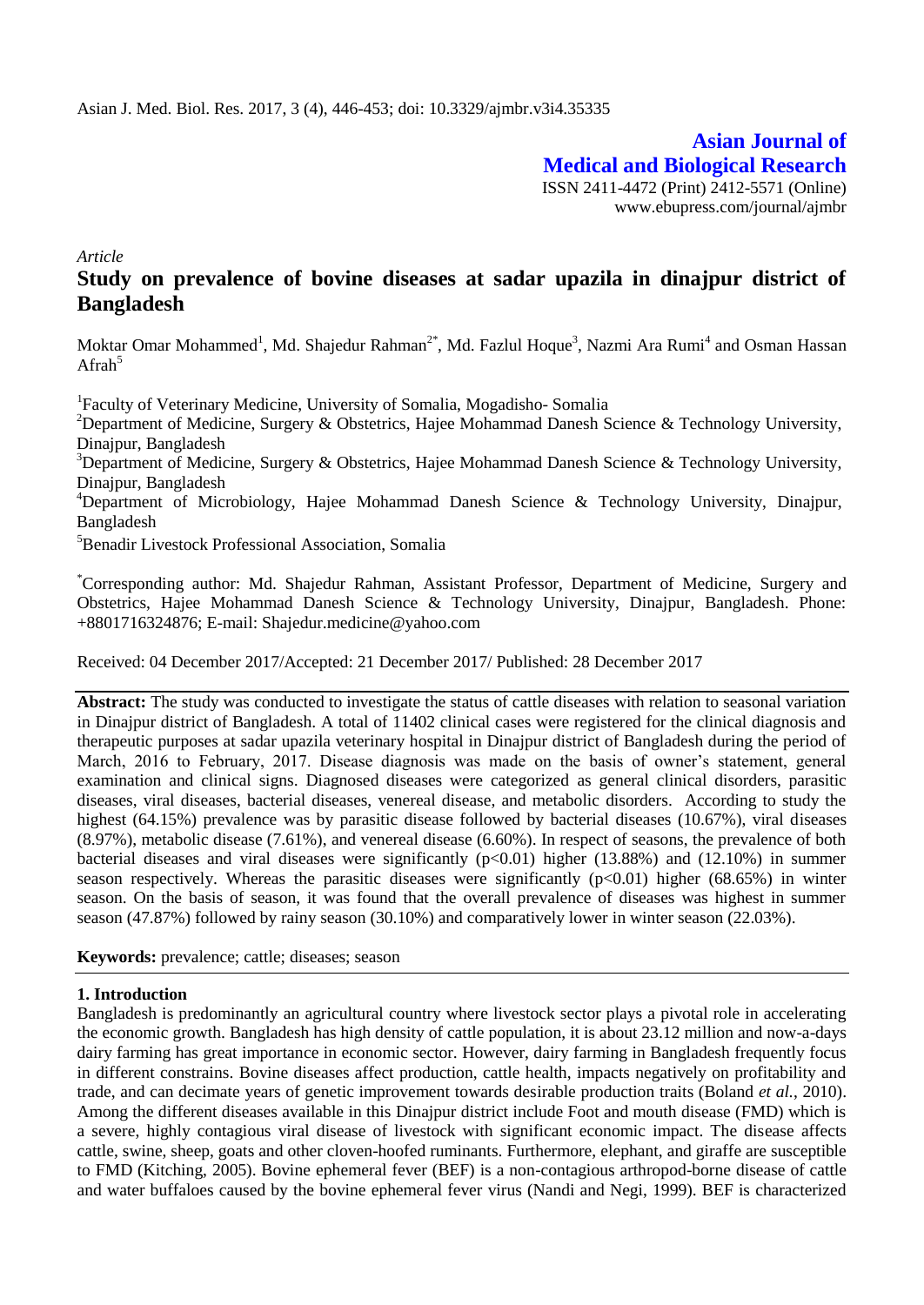**Asian Journal of Medical and Biological Research**

ISSN 2411-4472 (Print) 2412-5571 (Online)
www.ebupress.com/journal/ajmbr

*Article*

# Study on prevalence of bovine diseases at sadar upazila in dinajpur district of Bangladesh

Moktar Omar Mohammed[1], Md. Shajedur Rahman[2*], Md. Fazlul Hoque[3], Nazmi Ara Rumi[4] and Osman Hassan Afrah[5]

[1]Faculty of Veterinary Medicine, University of Somalia, Mogadisho- Somalia

[2]Department of Medicine, Surgery & Obstetrics, Hajee Mohammad Danesh Science & Technology University, Dinajpur, Bangladesh

[3]Department of Medicine, Surgery & Obstetrics, Hajee Mohammad Danesh Science & Technology University, Dinajpur, Bangladesh

[4]Department of Microbiology, Hajee Mohammad Danesh Science & Technology University, Dinajpur, Bangladesh

[5]Benadir Livestock Professional Association, Somalia

[*]Corresponding author: Md. Shajedur Rahman, Assistant Professor, Department of Medicine, Surgery and Obstetrics, Hajee Mohammad Danesh Science & Technology University, Dinajpur, Bangladesh. Phone: +8801716324876; E-mail: Shajedur.medicine@yahoo.com

Received: 04 December 2017/Accepted: 21 December 2017/ Published: 28 December 2017

**Abstract:** The study was conducted to investigate the status of cattle diseases with relation to seasonal variation in Dinajpur district of Bangladesh. A total of 11402 clinical cases were registered for the clinical diagnosis and therapeutic purposes at sadar upazila veterinary hospital in Dinajpur district of Bangladesh during the period of March, 2016 to February, 2017. Disease diagnosis was made on the basis of owner's statement, general examination and clinical signs. Diagnosed diseases were categorized as general clinical disorders, parasitic diseases, viral diseases, bacterial diseases, venereal disease, and metabolic disorders. According to study the highest (64.15%) prevalence was by parasitic disease followed by bacterial diseases (10.67%), viral diseases (8.97%), metabolic disease (7.61%), and venereal disease (6.60%). In respect of seasons, the prevalence of both bacterial diseases and viral diseases were significantly ($p<0.01$) higher (13.88%) and (12.10%) in summer season respectively. Whereas the parasitic diseases were significantly ($p<0.01$) higher (68.65%) in winter season. On the basis of season, it was found that the overall prevalence of diseases was highest in summer season (47.87%) followed by rainy season (30.10%) and comparatively lower in winter season (22.03%).

**Keywords:** prevalence; cattle; diseases; season

## 1. Introduction

Bangladesh is predominantly an agricultural country where livestock sector plays a pivotal role in accelerating the economic growth. Bangladesh has high density of cattle population, it is about 23.12 million and now-a-days dairy farming has great importance in economic sector. However, dairy farming in Bangladesh frequently focus in different constrains. Bovine diseases affect production, cattle health, impacts negatively on profitability and trade, and can decimate years of genetic improvement towards desirable production traits (Boland *et al.*, 2010). Among the different diseases available in this Dinajpur district include Foot and mouth disease (FMD) which is a severe, highly contagious viral disease of livestock with significant economic impact. The disease affects cattle, swine, sheep, goats and other cloven-hoofed ruminants. Furthermore, elephant, and giraffe are susceptible to FMD (Kitching, 2005). Bovine ephemeral fever (BEF) is a non-contagious arthropod-borne disease of cattle and water buffaloes caused by the bovine ephemeral fever virus (Nandi and Negi, 1999). BEF is characterized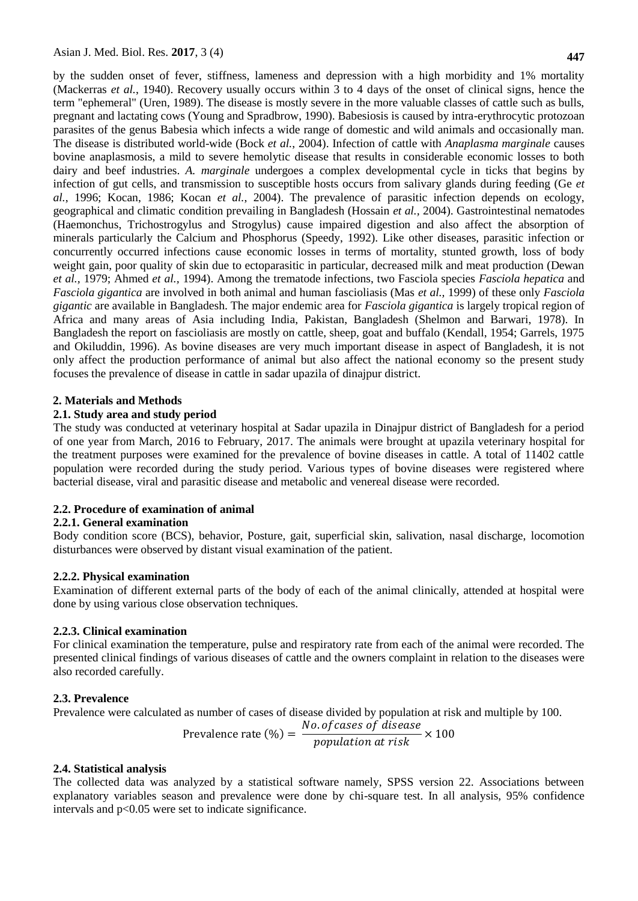by the sudden onset of fever, stiffness, lameness and depression with a high morbidity and 1% mortality (Mackerras *et al.,* 1940). Recovery usually occurs within 3 to 4 days of the onset of clinical signs, hence the term "ephemeral" (Uren, 1989). The disease is mostly severe in the more valuable classes of cattle such as bulls, pregnant and lactating cows (Young and Spradbrow, 1990). Babesiosis is caused by intra-erythrocytic protozoan parasites of the genus Babesia which infects a wide range of domestic and wild animals and occasionally man. The disease is distributed world-wide (Bock *et al.,* 2004). Infection of cattle with *Anaplasma marginale* causes bovine anaplasmosis, a mild to severe hemolytic disease that results in considerable economic losses to both dairy and beef industries. *A. marginale* undergoes a complex developmental cycle in ticks that begins by infection of gut cells, and transmission to susceptible hosts occurs from salivary glands during feeding (Ge *et al.,* 1996; Kocan, 1986; Kocan *et al.,* 2004). The prevalence of parasitic infection depends on ecology, geographical and climatic condition prevailing in Bangladesh (Hossain *et al.,* 2004). Gastrointestinal nematodes (Haemonchus, Trichostrogylus and Strogylus) cause impaired digestion and also affect the absorption of minerals particularly the Calcium and Phosphorus (Speedy, 1992). Like other diseases, parasitic infection or concurrently occurred infections cause economic losses in terms of mortality, stunted growth, loss of body weight gain, poor quality of skin due to ectoparasitic in particular, decreased milk and meat production (Dewan *et al.,* 1979; Ahmed *et al.,* 1994). Among the trematode infections, two Fasciola species *Fasciola hepatica* and *Fasciola gigantica* are involved in both animal and human fascioliasis (Mas *et al.,* 1999) of these only *Fasciola gigantic* are available in Bangladesh. The major endemic area for *Fasciola gigantica* is largely tropical region of Africa and many areas of Asia including India, Pakistan, Bangladesh (Shelmon and Barwari, 1978). In Bangladesh the report on fascioliasis are mostly on cattle, sheep, goat and buffalo (Kendall, 1954; Garrels, 1975 and Okiluddin, 1996). As bovine diseases are very much important disease in aspect of Bangladesh, it is not only affect the production performance of animal but also affect the national economy so the present study focuses the prevalence of disease in cattle in sadar upazila of dinajpur district.

## 2. Materials and Methods

### 2.1. Study area and study period

The study was conducted at veterinary hospital at Sadar upazila in Dinajpur district of Bangladesh for a period of one year from March, 2016 to February, 2017. The animals were brought at upazila veterinary hospital for the treatment purposes were examined for the prevalence of bovine diseases in cattle. A total of 11402 cattle population were recorded during the study period. Various types of bovine diseases were registered where bacterial disease, viral and parasitic disease and metabolic and venereal disease were recorded.

### 2.2. Procedure of examination of animal

#### 2.2.1. General examination

Body condition score (BCS), behavior, Posture, gait, superficial skin, salivation, nasal discharge, locomotion disturbances were observed by distant visual examination of the patient.

#### 2.2.2. Physical examination

Examination of different external parts of the body of each of the animal clinically, attended at hospital were done by using various close observation techniques.

#### 2.2.3. Clinical examination

For clinical examination the temperature, pulse and respiratory rate from each of the animal were recorded. The presented clinical findings of various diseases of cattle and the owners complaint in relation to the diseases were also recorded carefully.

### 2.3. Prevalence

Prevalence were calculated as number of cases of disease divided by population at risk and multiple by 100.

$$\text{Prevalence rate (\%)} = \frac{No. of\, cases\ of\ disease}{population\ at\ risk} \times 100$$

### 2.4. Statistical analysis

The collected data was analyzed by a statistical software namely, SPSS version 22. Associations between explanatory variables season and prevalence were done by chi-square test. In all analysis, 95% confidence intervals and $p<0.05$ were set to indicate significance.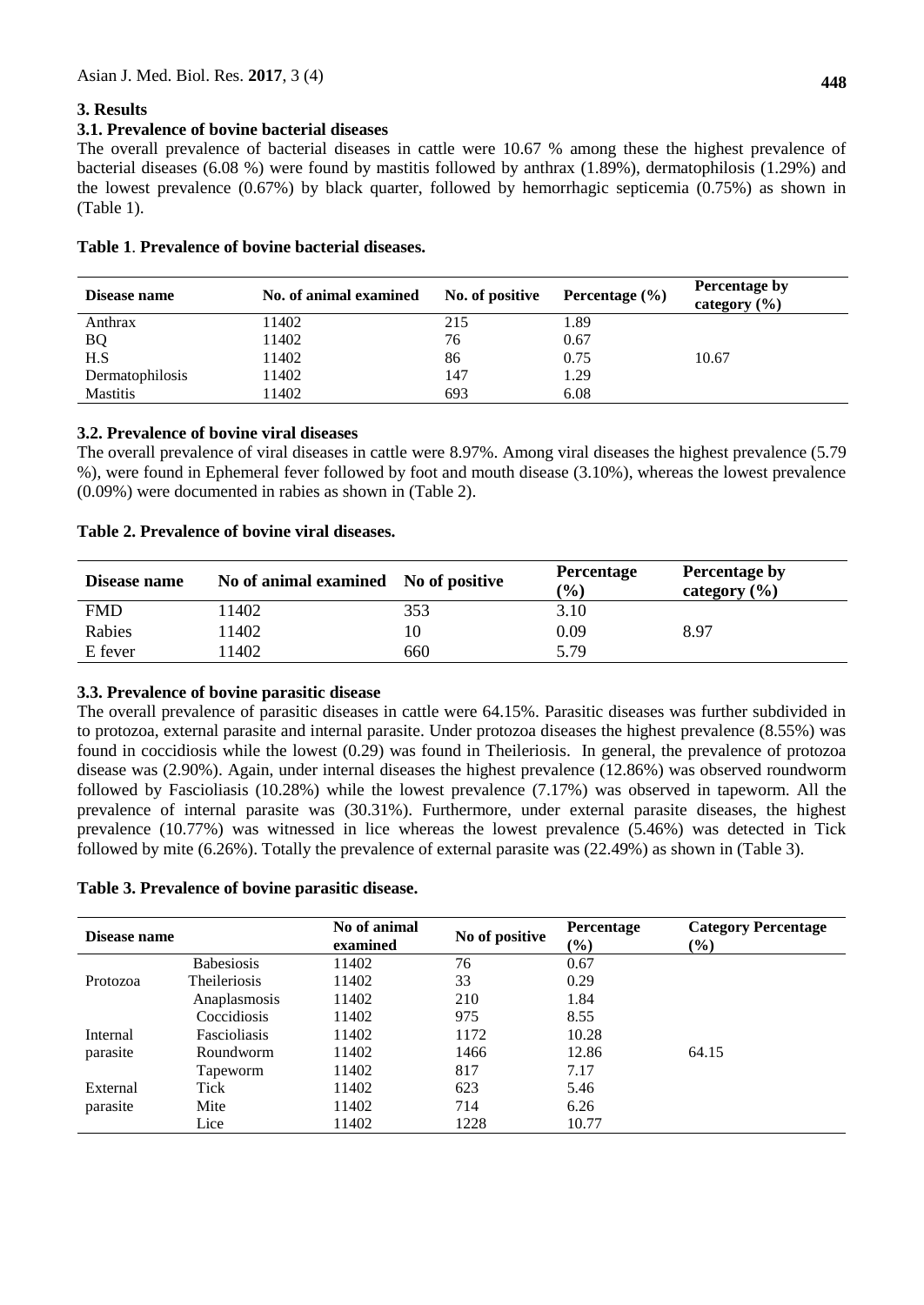## 3. Results

### 3.1. Prevalence of bovine bacterial diseases

The overall prevalence of bacterial diseases in cattle were 10.67 % among these the highest prevalence of bacterial diseases (6.08 %) were found by mastitis followed by anthrax (1.89%), dermatophilosis (1.29%) and the lowest prevalence (0.67%) by black quarter, followed by hemorrhagic septicemia (0.75%) as shown in (Table 1).

**Table 1. Prevalence of bovine bacterial diseases.**

| Disease name | No. of animal examined | No. of positive | Percentage (%) | Percentage by category (%) |
|---|---|---|---|---|
| Anthrax | 11402 | 215 | 1.89 | |
| BQ | 11402 | 76 | 0.67 | |
| H.S | 11402 | 86 | 0.75 | 10.67 |
| Dermatophilosis | 11402 | 147 | 1.29 | |
| Mastitis | 11402 | 693 | 6.08 | |

### 3.2. Prevalence of bovine viral diseases

The overall prevalence of viral diseases in cattle were 8.97%. Among viral diseases the highest prevalence (5.79 %), were found in Ephemeral fever followed by foot and mouth disease (3.10%), whereas the lowest prevalence (0.09%) were documented in rabies as shown in (Table 2).

**Table 2. Prevalence of bovine viral diseases.**

| Disease name | No of animal examined | No of positive | Percentage (%) | Percentage by category (%) |
|---|---|---|---|---|
| FMD | 11402 | 353 | 3.10 | |
| Rabies | 11402 | 10 | 0.09 | 8.97 |
| E fever | 11402 | 660 | 5.79 | |

### 3.3. Prevalence of bovine parasitic disease

The overall prevalence of parasitic diseases in cattle were 64.15%. Parasitic diseases was further subdivided in to protozoa, external parasite and internal parasite. Under protozoa diseases the highest prevalence (8.55%) was found in coccidiosis while the lowest (0.29) was found in Theileriosis. In general, the prevalence of protozoa disease was (2.90%). Again, under internal diseases the highest prevalence (12.86%) was observed roundworm followed by Fascioliasis (10.28%) while the lowest prevalence (7.17%) was observed in tapeworm. All the prevalence of internal parasite was (30.31%). Furthermore, under external parasite diseases, the highest prevalence (10.77%) was witnessed in lice whereas the lowest prevalence (5.46%) was detected in Tick followed by mite (6.26%). Totally the prevalence of external parasite was (22.49%) as shown in (Table 3).

**Table 3. Prevalence of bovine parasitic disease.**

| Disease name | | No of animal examined | No of positive | Percentage (%) | Category Percentage (%) |
|---|---|---|---|---|---|
| Protozoa | Babesiosis | 11402 | 76 | 0.67 | |
| | Theileriosis | 11402 | 33 | 0.29 | |
| | Anaplasmosis | 11402 | 210 | 1.84 | |
| | Coccidiosis | 11402 | 975 | 8.55 | |
| Internal parasite | Fascioliasis | 11402 | 1172 | 10.28 | |
| | Roundworm | 11402 | 1466 | 12.86 | 64.15 |
| | Tapeworm | 11402 | 817 | 7.17 | |
| External parasite | Tick | 11402 | 623 | 5.46 | |
| | Mite | 11402 | 714 | 6.26 | |
| | Lice | 11402 | 1228 | 10.77 | |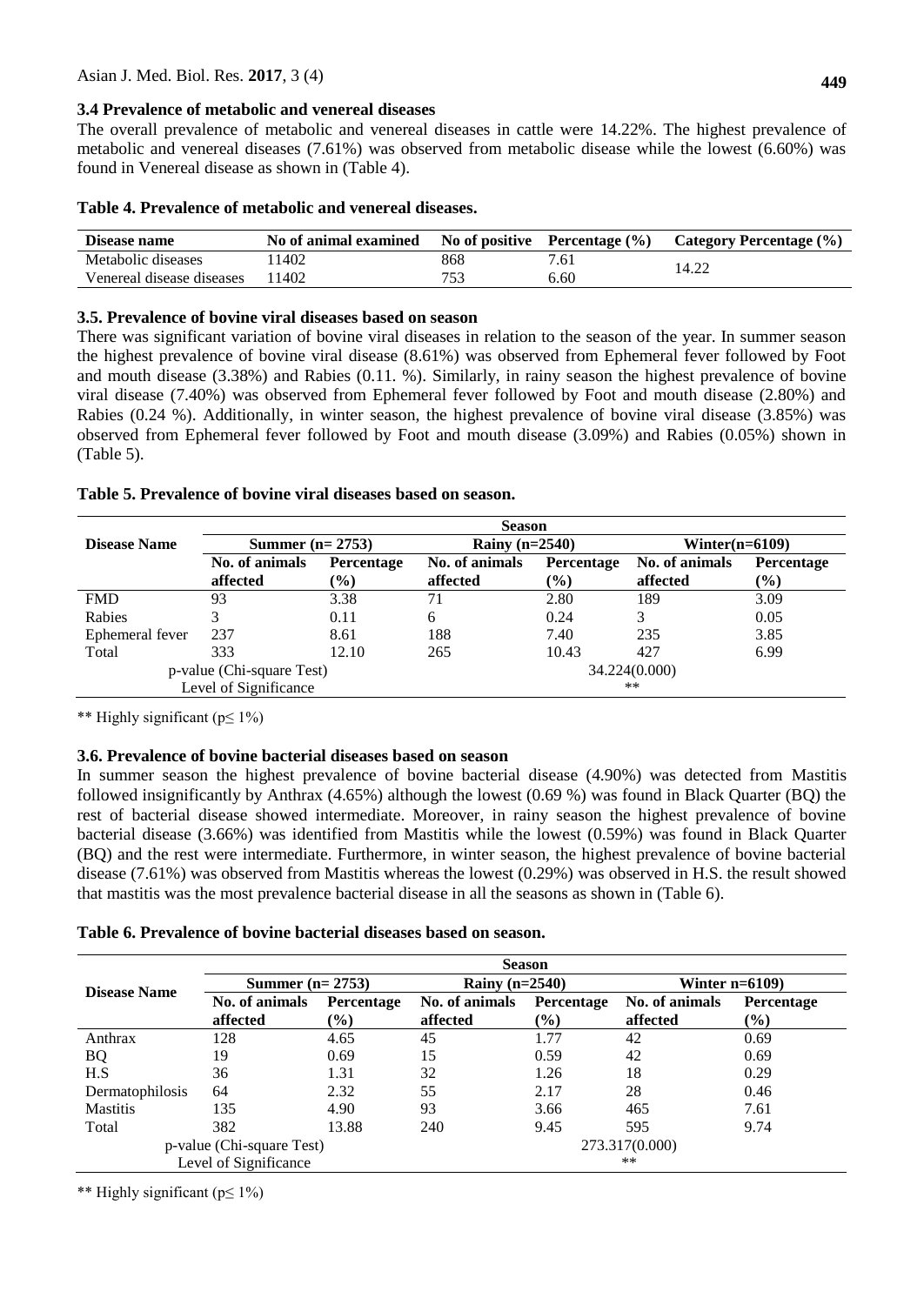### 3.4 Prevalence of metabolic and venereal diseases

The overall prevalence of metabolic and venereal diseases in cattle were 14.22%. The highest prevalence of metabolic and venereal diseases (7.61%) was observed from metabolic disease while the lowest (6.60%) was found in Venereal disease as shown in (Table 4).

**Table 4. Prevalence of metabolic and venereal diseases.**

| Disease name | No of animal examined | No of positive | Percentage (%) | Category Percentage (%) |
|---|---|---|---|---|
| Metabolic diseases | 11402 | 868 | 7.61 | 14.22 |
| Venereal disease diseases | 11402 | 753 | 6.60 | |

### 3.5. Prevalence of bovine viral diseases based on season

There was significant variation of bovine viral diseases in relation to the season of the year. In summer season the highest prevalence of bovine viral disease (8.61%) was observed from Ephemeral fever followed by Foot and mouth disease (3.38%) and Rabies (0.11. %). Similarly, in rainy season the highest prevalence of bovine viral disease (7.40%) was observed from Ephemeral fever followed by Foot and mouth disease (2.80%) and Rabies (0.24 %). Additionally, in winter season, the highest prevalence of bovine viral disease (3.85%) was observed from Ephemeral fever followed by Foot and mouth disease (3.09%) and Rabies (0.05%) shown in (Table 5).

**Table 5. Prevalence of bovine viral diseases based on season.**

| Disease Name | Season | | | | | |
|---|---|---|---|---|---|---|
| | Summer (n= 2753) | | Rainy (n=2540) | | Winter(n=6109) | |
| | No. of animals affected | Percentage (%) | No. of animals affected | Percentage (%) | No. of animals affected | Percentage (%) |
| FMD | 93 | 3.38 | 71 | 2.80 | 189 | 3.09 |
| Rabies | 3 | 0.11 | 6 | 0.24 | 3 | 0.05 |
| Ephemeral fever | 237 | 8.61 | 188 | 7.40 | 235 | 3.85 |
| Total | 333 | 12.10 | 265 | 10.43 | 427 | 6.99 |
| p-value (Chi-square Test) | | | 34.224(0.000) | | | |
| Level of Significance | | | ** | | | |

** Highly significant (p≤ 1%)

### 3.6. Prevalence of bovine bacterial diseases based on season

In summer season the highest prevalence of bovine bacterial disease (4.90%) was detected from Mastitis followed insignificantly by Anthrax (4.65%) although the lowest (0.69 %) was found in Black Quarter (BQ) the rest of bacterial disease showed intermediate. Moreover, in rainy season the highest prevalence of bovine bacterial disease (3.66%) was identified from Mastitis while the lowest (0.59%) was found in Black Quarter (BQ) and the rest were intermediate. Furthermore, in winter season, the highest prevalence of bovine bacterial disease (7.61%) was observed from Mastitis whereas the lowest (0.29%) was observed in H.S. the result showed that mastitis was the most prevalence bacterial disease in all the seasons as shown in (Table 6).

**Table 6. Prevalence of bovine bacterial diseases based on season.**

| Disease Name | Season | | | | | |
|---|---|---|---|---|---|---|
| | Summer (n= 2753) | | Rainy (n=2540) | | Winter n=6109) | |
| | No. of animals affected | Percentage (%) | No. of animals affected | Percentage (%) | No. of animals affected | Percentage (%) |
| Anthrax | 128 | 4.65 | 45 | 1.77 | 42 | 0.69 |
| BQ | 19 | 0.69 | 15 | 0.59 | 42 | 0.69 |
| H.S | 36 | 1.31 | 32 | 1.26 | 18 | 0.29 |
| Dermatophilosis | 64 | 2.32 | 55 | 2.17 | 28 | 0.46 |
| Mastitis | 135 | 4.90 | 93 | 3.66 | 465 | 7.61 |
| Total | 382 | 13.88 | 240 | 9.45 | 595 | 9.74 |
| p-value (Chi-square Test) | | | 273.317(0.000) | | | |
| Level of Significance | | | ** | | | |

** Highly significant (p≤ 1%)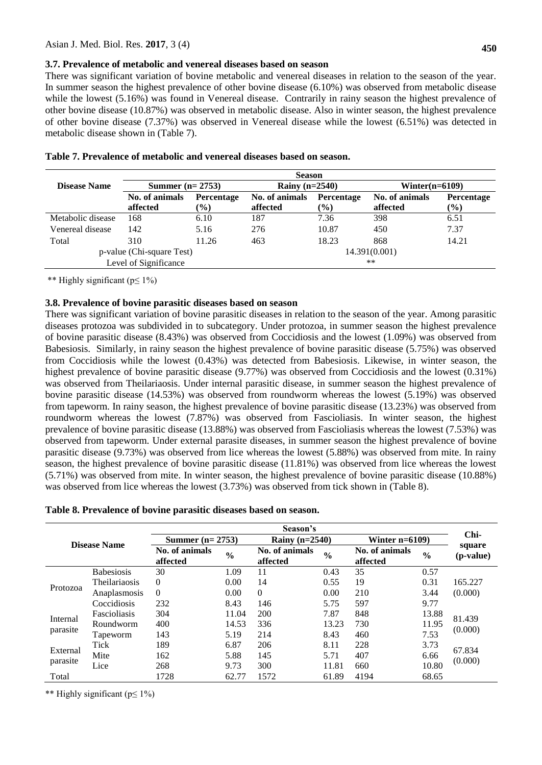### 3.7. Prevalence of metabolic and venereal diseases based on season

There was significant variation of bovine metabolic and venereal diseases in relation to the season of the year. In summer season the highest prevalence of other bovine disease (6.10%) was observed from metabolic disease while the lowest (5.16%) was found in Venereal disease. Contrarily in rainy season the highest prevalence of other bovine disease (10.87%) was observed in metabolic disease. Also in winter season, the highest prevalence of other bovine disease (7.37%) was observed in Venereal disease while the lowest (6.51%) was detected in metabolic disease shown in (Table 7).

**Table 7. Prevalence of metabolic and venereal diseases based on season.**

| Disease Name | Season | | | | | |
|---|---|---|---|---|---|---|
| | Summer (n= 2753) | | Rainy (n=2540) | | Winter(n=6109) | |
| | No. of animals affected | Percentage (%) | No. of animals affected | Percentage (%) | No. of animals affected | Percentage (%) |
| Metabolic disease | 168 | 6.10 | 187 | 7.36 | 398 | 6.51 |
| Venereal disease | 142 | 5.16 | 276 | 10.87 | 450 | 7.37 |
| Total | 310 | 11.26 | 463 | 18.23 | 868 | 14.21 |
| p-value (Chi-square Test) | | | 14.391(0.001) | | | |
| Level of Significance | | | ** | | | |

** Highly significant (p≤ 1%)

### 3.8. Prevalence of bovine parasitic diseases based on season

There was significant variation of bovine parasitic diseases in relation to the season of the year. Among parasitic diseases protozoa was subdivided in to subcategory. Under protozoa, in summer season the highest prevalence of bovine parasitic disease (8.43%) was observed from Coccidiosis and the lowest (1.09%) was observed from Babesiosis. Similarly, in rainy season the highest prevalence of bovine parasitic disease (5.75%) was observed from Coccidiosis while the lowest (0.43%) was detected from Babesiosis. Likewise, in winter season, the highest prevalence of bovine parasitic disease (9.77%) was observed from Coccidiosis and the lowest (0.31%) was observed from Theilariaosis. Under internal parasitic disease, in summer season the highest prevalence of bovine parasitic disease (14.53%) was observed from roundworm whereas the lowest (5.19%) was observed from tapeworm. In rainy season, the highest prevalence of bovine parasitic disease (13.23%) was observed from roundworm whereas the lowest (7.87%) was observed from Fascioliasis. In winter season, the highest prevalence of bovine parasitic disease (13.88%) was observed from Fascioliasis whereas the lowest (7.53%) was observed from tapeworm. Under external parasite diseases, in summer season the highest prevalence of bovine parasitic disease (9.73%) was observed from lice whereas the lowest (5.88%) was observed from mite. In rainy season, the highest prevalence of bovine parasitic disease (11.81%) was observed from lice whereas the lowest (5.71%) was observed from mite. In winter season, the highest prevalence of bovine parasitic disease (10.88%) was observed from lice whereas the lowest (3.73%) was observed from tick shown in (Table 8).

**Table 8. Prevalence of bovine parasitic diseases based on season.**

| Disease Name | | Season's | | | | | | Chi-square (p-value) |
|---|---|---|---|---|---|---|---|---|
| | | Summer (n= 2753) | | Rainy (n=2540) | | Winter n=6109) | | |
| | | No. of animals affected | % | No. of animals affected | % | No. of animals affected | % | |
| Protozoa | Babesiosis | 30 | 1.09 | 11 | 0.43 | 35 | 0.57 | 165.227 (0.000) |
| | Theilariaosis | 0 | 0.00 | 14 | 0.55 | 19 | 0.31 | |
| | Anaplasmosis | 0 | 0.00 | 0 | 0.00 | 210 | 3.44 | |
| | Coccidiosis | 232 | 8.43 | 146 | 5.75 | 597 | 9.77 | |
| Internal parasite | Fascioliasis | 304 | 11.04 | 200 | 7.87 | 848 | 13.88 | 81.439 (0.000) |
| | Roundworm | 400 | 14.53 | 336 | 13.23 | 730 | 11.95 | |
| | Tapeworm | 143 | 5.19 | 214 | 8.43 | 460 | 7.53 | |
| External parasite | Tick | 189 | 6.87 | 206 | 8.11 | 228 | 3.73 | 67.834 (0.000) |
| | Mite | 162 | 5.88 | 145 | 5.71 | 407 | 6.66 | |
| | Lice | 268 | 9.73 | 300 | 11.81 | 660 | 10.80 | |
| Total | | 1728 | 62.77 | 1572 | 61.89 | 4194 | 68.65 | |

** Highly significant (p≤ 1%)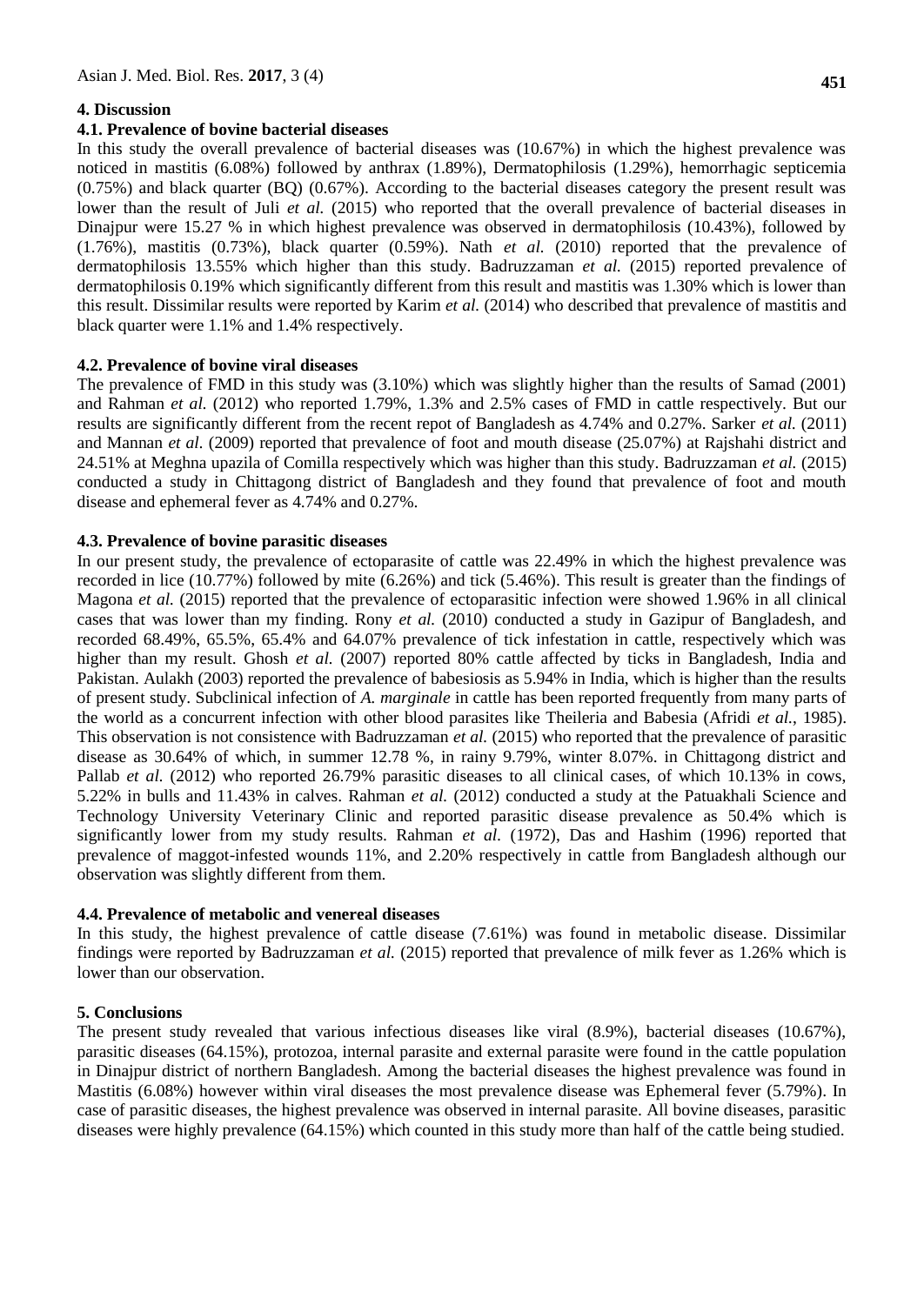## 4. Discussion

### 4.1. Prevalence of bovine bacterial diseases

In this study the overall prevalence of bacterial diseases was (10.67%) in which the highest prevalence was noticed in mastitis (6.08%) followed by anthrax (1.89%), Dermatophilosis (1.29%), hemorrhagic septicemia (0.75%) and black quarter (BQ) (0.67%). According to the bacterial diseases category the present result was lower than the result of Juli *et al.* (2015) who reported that the overall prevalence of bacterial diseases in Dinajpur were 15.27 % in which highest prevalence was observed in dermatophilosis (10.43%), followed by (1.76%), mastitis (0.73%), black quarter (0.59%). Nath *et al.* (2010) reported that the prevalence of dermatophilosis 13.55% which higher than this study. Badruzzaman *et al.* (2015) reported prevalence of dermatophilosis 0.19% which significantly different from this result and mastitis was 1.30% which is lower than this result. Dissimilar results were reported by Karim *et al.* (2014) who described that prevalence of mastitis and black quarter were 1.1% and 1.4% respectively.

### 4.2. Prevalence of bovine viral diseases

The prevalence of FMD in this study was (3.10%) which was slightly higher than the results of Samad (2001) and Rahman *et al.* (2012) who reported 1.79%, 1.3% and 2.5% cases of FMD in cattle respectively. But our results are significantly different from the recent repot of Bangladesh as 4.74% and 0.27%. Sarker *et al.* (2011) and Mannan *et al.* (2009) reported that prevalence of foot and mouth disease (25.07%) at Rajshahi district and 24.51% at Meghna upazila of Comilla respectively which was higher than this study. Badruzzaman *et al.* (2015) conducted a study in Chittagong district of Bangladesh and they found that prevalence of foot and mouth disease and ephemeral fever as 4.74% and 0.27%.

### 4.3. Prevalence of bovine parasitic diseases

In our present study, the prevalence of ectoparasite of cattle was 22.49% in which the highest prevalence was recorded in lice (10.77%) followed by mite (6.26%) and tick (5.46%). This result is greater than the findings of Magona *et al.* (2015) reported that the prevalence of ectoparasitic infection were showed 1.96% in all clinical cases that was lower than my finding. Rony *et al.* (2010) conducted a study in Gazipur of Bangladesh, and recorded 68.49%, 65.5%, 65.4% and 64.07% prevalence of tick infestation in cattle, respectively which was higher than my result. Ghosh *et al.* (2007) reported 80% cattle affected by ticks in Bangladesh, India and Pakistan. Aulakh (2003) reported the prevalence of babesiosis as 5.94% in India, which is higher than the results of present study. Subclinical infection of *A. marginale* in cattle has been reported frequently from many parts of the world as a concurrent infection with other blood parasites like Theileria and Babesia (Afridi *et al.*, 1985). This observation is not consistence with Badruzzaman *et al.* (2015) who reported that the prevalence of parasitic disease as 30.64% of which, in summer 12.78 %, in rainy 9.79%, winter 8.07%. in Chittagong district and Pallab *et al.* (2012) who reported 26.79% parasitic diseases to all clinical cases, of which 10.13% in cows, 5.22% in bulls and 11.43% in calves. Rahman *et al.* (2012) conducted a study at the Patuakhali Science and Technology University Veterinary Clinic and reported parasitic disease prevalence as 50.4% which is significantly lower from my study results. Rahman *et al.* (1972), Das and Hashim (1996) reported that prevalence of maggot-infested wounds 11%, and 2.20% respectively in cattle from Bangladesh although our observation was slightly different from them.

### 4.4. Prevalence of metabolic and venereal diseases

In this study, the highest prevalence of cattle disease (7.61%) was found in metabolic disease. Dissimilar findings were reported by Badruzzaman *et al.* (2015) reported that prevalence of milk fever as 1.26% which is lower than our observation.

## 5. Conclusions

The present study revealed that various infectious diseases like viral (8.9%), bacterial diseases (10.67%), parasitic diseases (64.15%), protozoa, internal parasite and external parasite were found in the cattle population in Dinajpur district of northern Bangladesh. Among the bacterial diseases the highest prevalence was found in Mastitis (6.08%) however within viral diseases the most prevalence disease was Ephemeral fever (5.79%). In case of parasitic diseases, the highest prevalence was observed in internal parasite. All bovine diseases, parasitic diseases were highly prevalence (64.15%) which counted in this study more than half of the cattle being studied.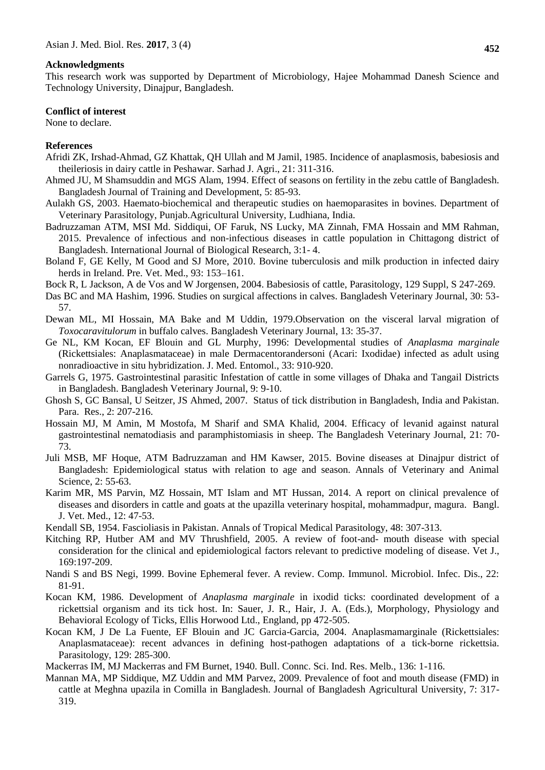## Acknowledgments

This research work was supported by Department of Microbiology, Hajee Mohammad Danesh Science and Technology University, Dinajpur, Bangladesh.

## Conflict of interest

None to declare.

## References

Afridi ZK, Irshad-Ahmad, GZ Khattak, QH Ullah and M Jamil, 1985. Incidence of anaplasmosis, babesiosis and theileriosis in dairy cattle in Peshawar. Sarhad J. Agri., 21: 311-316.

Ahmed JU, M Shamsuddin and MGS Alam, 1994. Effect of seasons on fertility in the zebu cattle of Bangladesh. Bangladesh Journal of Training and Development, 5: 85-93.

Aulakh GS, 2003. Haemato-biochemical and therapeutic studies on haemoparasites in bovines. Department of Veterinary Parasitology, Punjab.Agricultural University, Ludhiana, India.

Badruzzaman ATM, MSI Md. Siddiqui, OF Faruk, NS Lucky, MA Zinnah, FMA Hossain and MM Rahman, 2015. Prevalence of infectious and non-infectious diseases in cattle population in Chittagong district of Bangladesh. International Journal of Biological Research, 3:1- 4.

Boland F, GE Kelly, M Good and SJ More, 2010. Bovine tuberculosis and milk production in infected dairy herds in Ireland. Pre. Vet. Med., 93: 153–161.

Bock R, L Jackson, A de Vos and W Jorgensen, 2004. Babesiosis of cattle, Parasitology, 129 Suppl, S 247-269.

Das BC and MA Hashim, 1996. Studies on surgical affections in calves. Bangladesh Veterinary Journal, 30: 53-57.

Dewan ML, MI Hossain, MA Bake and M Uddin, 1979.Observation on the visceral larval migration of *Toxocaravitulorum* in buffalo calves. Bangladesh Veterinary Journal, 13: 35-37.

Ge NL, KM Kocan, EF Blouin and GL Murphy, 1996: Developmental studies of *Anaplasma marginale* (Rickettsiales: Anaplasmataceae) in male Dermacentorandersoni (Acari: Ixodidae) infected as adult using nonradioactive in situ hybridization. J. Med. Entomol., 33: 910-920.

Garrels G, 1975. Gastrointestinal parasitic Infestation of cattle in some villages of Dhaka and Tangail Districts in Bangladesh. Bangladesh Veterinary Journal, 9: 9-10.

Ghosh S, GC Bansal, U Seitzer, JS Ahmed, 2007. Status of tick distribution in Bangladesh, India and Pakistan. Para. Res., 2: 207-216.

Hossain MJ, M Amin, M Mostofa, M Sharif and SMA Khalid, 2004. Efficacy of levanid against natural gastrointestinal nematodiasis and paramphistomiasis in sheep. The Bangladesh Veterinary Journal, 21: 70-73.

Juli MSB, MF Hoque, ATM Badruzzaman and HM Kawser, 2015. Bovine diseases at Dinajpur district of Bangladesh: Epidemiological status with relation to age and season. Annals of Veterinary and Animal Science, 2: 55-63.

Karim MR, MS Parvin, MZ Hossain, MT Islam and MT Hussan, 2014. A report on clinical prevalence of diseases and disorders in cattle and goats at the upazilla veterinary hospital, mohammadpur, magura. Bangl. J. Vet. Med., 12: 47-53.

Kendall SB, 1954. Fascioliasis in Pakistan. Annals of Tropical Medical Parasitology, 48: 307-313.

Kitching RP, Hutber AM and MV Thrushfield, 2005. A review of foot-and- mouth disease with special consideration for the clinical and epidemiological factors relevant to predictive modeling of disease. Vet J., 169:197-209.

Nandi S and BS Negi, 1999. Bovine Ephemeral fever. A review. Comp. Immunol. Microbiol. Infec. Dis., 22: 81-91.

Kocan KM, 1986. Development of *Anaplasma marginale* in ixodid ticks: coordinated development of a rickettsial organism and its tick host. In: Sauer, J. R., Hair, J. A. (Eds.), Morphology, Physiology and Behavioral Ecology of Ticks, Ellis Horwood Ltd., England, pp 472-505.

Kocan KM, J De La Fuente, EF Blouin and JC Garcia-Garcia, 2004. Anaplasmamarginale (Rickettsiales: Anaplasmataceae): recent advances in defining host-pathogen adaptations of a tick-borne rickettsia. Parasitology, 129: 285-300.

Mackerras IM, MJ Mackerras and FM Burnet, 1940. Bull. Connc. Sci. Ind. Res. Melb., 136: 1-116.

Mannan MA, MP Siddique, MZ Uddin and MM Parvez, 2009. Prevalence of foot and mouth disease (FMD) in cattle at Meghna upazila in Comilla in Bangladesh. Journal of Bangladesh Agricultural University, 7: 317-319.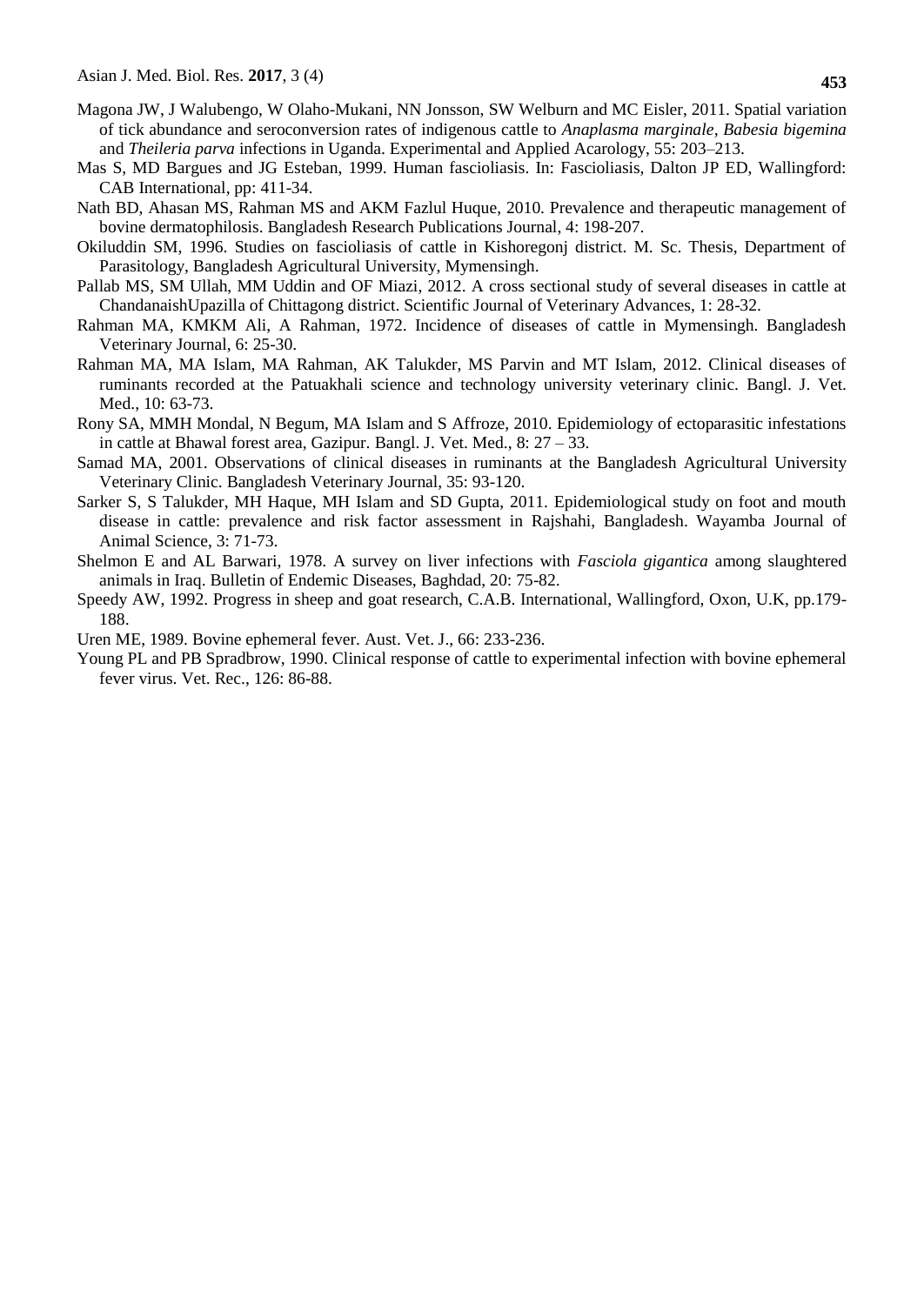Magona JW, J Walubengo, W Olaho-Mukani, NN Jonsson, SW Welburn and MC Eisler, 2011. Spatial variation of tick abundance and seroconversion rates of indigenous cattle to *Anaplasma marginale*, *Babesia bigemina* and *Theileria parva* infections in Uganda. Experimental and Applied Acarology, 55: 203–213.

Mas S, MD Bargues and JG Esteban, 1999. Human fascioliasis. In: Fascioliasis, Dalton JP ED, Wallingford: CAB International, pp: 411-34.

Nath BD, Ahasan MS, Rahman MS and AKM Fazlul Huque, 2010. Prevalence and therapeutic management of bovine dermatophilosis. Bangladesh Research Publications Journal, 4: 198-207.

Okiluddin SM, 1996. Studies on fascioliasis of cattle in Kishoregonj district. M. Sc. Thesis, Department of Parasitology, Bangladesh Agricultural University, Mymensingh.

Pallab MS, SM Ullah, MM Uddin and OF Miazi, 2012. A cross sectional study of several diseases in cattle at ChandanaishUpazilla of Chittagong district. Scientific Journal of Veterinary Advances, 1: 28-32.

Rahman MA, KMKM Ali, A Rahman, 1972. Incidence of diseases of cattle in Mymensingh. Bangladesh Veterinary Journal, 6: 25-30.

Rahman MA, MA Islam, MA Rahman, AK Talukder, MS Parvin and MT Islam, 2012. Clinical diseases of ruminants recorded at the Patuakhali science and technology university veterinary clinic. Bangl. J. Vet. Med., 10: 63-73.

Rony SA, MMH Mondal, N Begum, MA Islam and S Affroze, 2010. Epidemiology of ectoparasitic infestations in cattle at Bhawal forest area, Gazipur. Bangl. J. Vet. Med., 8: 27 – 33.

Samad MA, 2001. Observations of clinical diseases in ruminants at the Bangladesh Agricultural University Veterinary Clinic. Bangladesh Veterinary Journal, 35: 93-120.

Sarker S, S Talukder, MH Haque, MH Islam and SD Gupta, 2011. Epidemiological study on foot and mouth disease in cattle: prevalence and risk factor assessment in Rajshahi, Bangladesh. Wayamba Journal of Animal Science, 3: 71-73.

Shelmon E and AL Barwari, 1978. A survey on liver infections with *Fasciola gigantica* among slaughtered animals in Iraq. Bulletin of Endemic Diseases, Baghdad, 20: 75-82.

Speedy AW, 1992. Progress in sheep and goat research, C.A.B. International, Wallingford, Oxon, U.K, pp.179-188.

Uren ME, 1989. Bovine ephemeral fever. Aust. Vet. J., 66: 233-236.

Young PL and PB Spradbrow, 1990. Clinical response of cattle to experimental infection with bovine ephemeral fever virus. Vet. Rec., 126: 86-88.